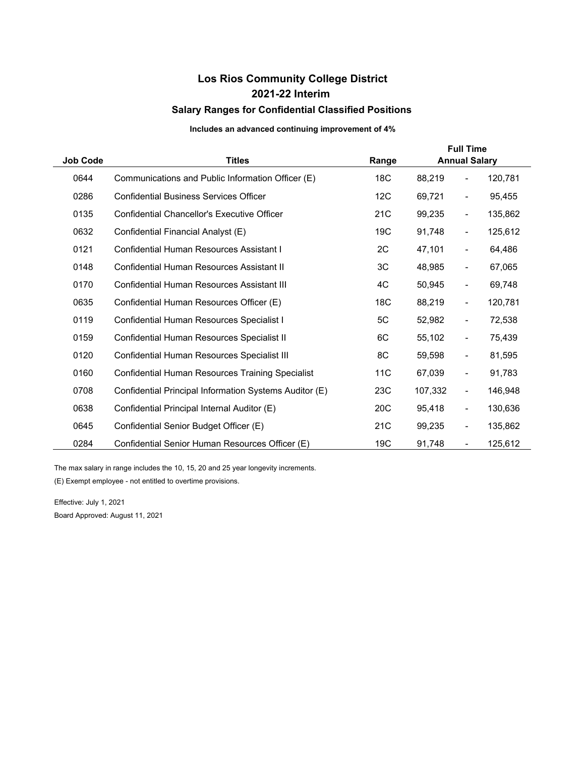# Los Rios Community College District

## 2021-22 Interim

### Salary Ranges for Confidential Classified Positions

**Includes an advanced continuing improvement of 4%**

| Job Code | Titles | Range | Full Time Annual Salary | | |
|---|---|---|---|---|---|
| 0644 | Communications and Public Information Officer (E) | 18C | 88,219 | - | 120,781 |
| 0286 | Confidential Business Services Officer | 12C | 69,721 | - | 95,455 |
| 0135 | Confidential Chancellor's Executive Officer | 21C | 99,235 | - | 135,862 |
| 0632 | Confidential Financial Analyst (E) | 19C | 91,748 | - | 125,612 |
| 0121 | Confidential Human Resources Assistant I | 2C | 47,101 | - | 64,486 |
| 0148 | Confidential Human Resources Assistant II | 3C | 48,985 | - | 67,065 |
| 0170 | Confidential Human Resources Assistant III | 4C | 50,945 | - | 69,748 |
| 0635 | Confidential Human Resources Officer (E) | 18C | 88,219 | - | 120,781 |
| 0119 | Confidential Human Resources Specialist I | 5C | 52,982 | - | 72,538 |
| 0159 | Confidential Human Resources Specialist II | 6C | 55,102 | - | 75,439 |
| 0120 | Confidential Human Resources Specialist III | 8C | 59,598 | - | 81,595 |
| 0160 | Confidential Human Resources Training Specialist | 11C | 67,039 | - | 91,783 |
| 0708 | Confidential Principal Information Systems Auditor (E) | 23C | 107,332 | - | 146,948 |
| 0638 | Confidential Principal Internal Auditor (E) | 20C | 95,418 | - | 130,636 |
| 0645 | Confidential Senior Budget Officer (E) | 21C | 99,235 | - | 135,862 |
| 0284 | Confidential Senior Human Resources Officer (E) | 19C | 91,748 | - | 125,612 |

The max salary in range includes the 10, 15, 20 and 25 year longevity increments.

(E) Exempt employee - not entitled to overtime provisions.

Effective: July 1, 2021

Board Approved: August 11, 2021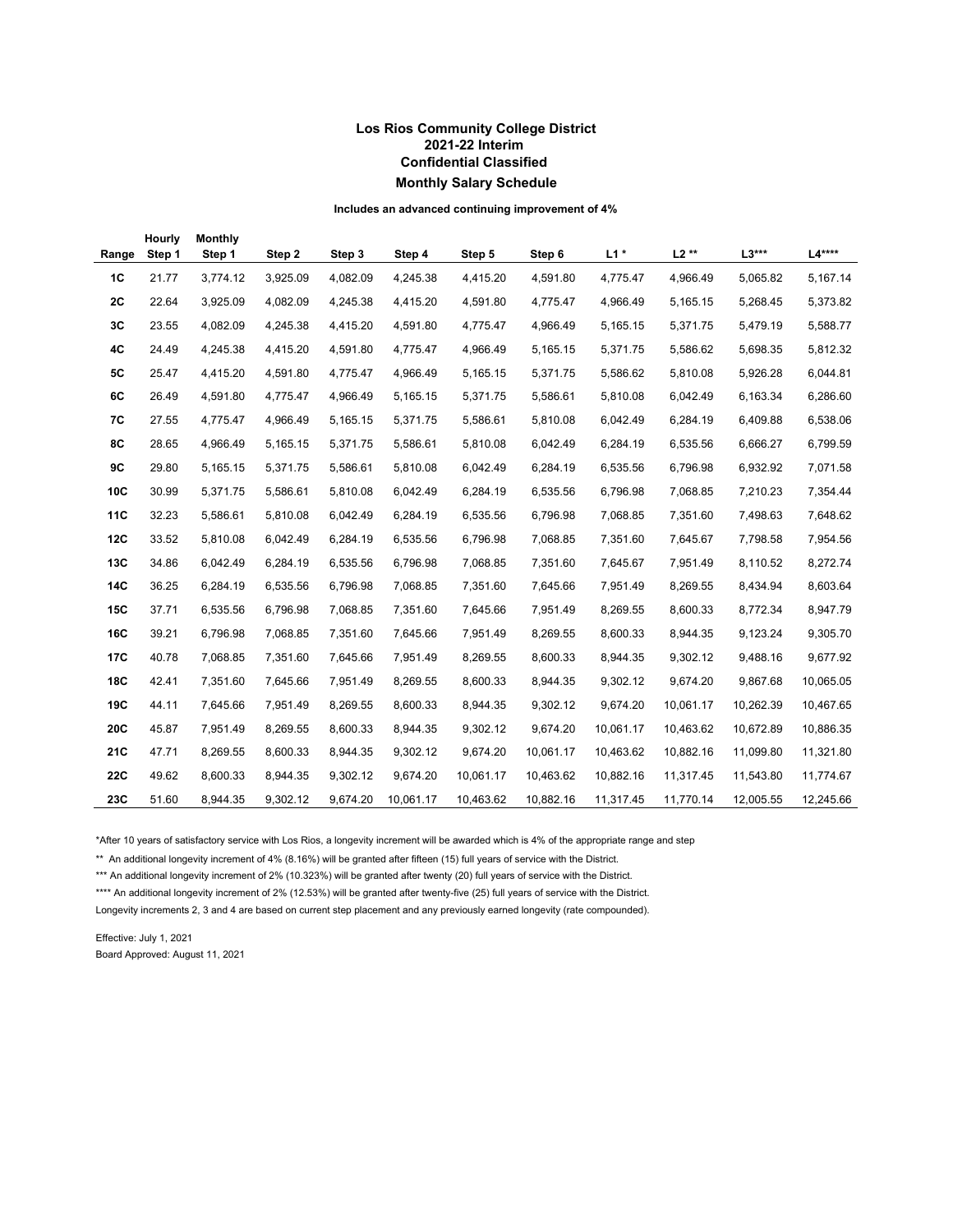# Los Rios Community College District
## 2021-22 Interim
## Confidential Classified
## Monthly Salary Schedule

**Includes an advanced continuing improvement of 4%**

| Range | Hourly Step 1 | Monthly Step 1 | Step 2 | Step 3 | Step 4 | Step 5 | Step 6 | L1 * | L2 ** | L3*** | L4**** |
|---|---|---|---|---|---|---|---|---|---|---|---|
| **1C** | 21.77 | 3,774.12 | 3,925.09 | 4,082.09 | 4,245.38 | 4,415.20 | 4,591.80 | 4,775.47 | 4,966.49 | 5,065.82 | 5,167.14 |
| **2C** | 22.64 | 3,925.09 | 4,082.09 | 4,245.38 | 4,415.20 | 4,591.80 | 4,775.47 | 4,966.49 | 5,165.15 | 5,268.45 | 5,373.82 |
| **3C** | 23.55 | 4,082.09 | 4,245.38 | 4,415.20 | 4,591.80 | 4,775.47 | 4,966.49 | 5,165.15 | 5,371.75 | 5,479.19 | 5,588.77 |
| **4C** | 24.49 | 4,245.38 | 4,415.20 | 4,591.80 | 4,775.47 | 4,966.49 | 5,165.15 | 5,371.75 | 5,586.62 | 5,698.35 | 5,812.32 |
| **5C** | 25.47 | 4,415.20 | 4,591.80 | 4,775.47 | 4,966.49 | 5,165.15 | 5,371.75 | 5,586.62 | 5,810.08 | 5,926.28 | 6,044.81 |
| **6C** | 26.49 | 4,591.80 | 4,775.47 | 4,966.49 | 5,165.15 | 5,371.75 | 5,586.61 | 5,810.08 | 6,042.49 | 6,163.34 | 6,286.60 |
| **7C** | 27.55 | 4,775.47 | 4,966.49 | 5,165.15 | 5,371.75 | 5,586.61 | 5,810.08 | 6,042.49 | 6,284.19 | 6,409.88 | 6,538.06 |
| **8C** | 28.65 | 4,966.49 | 5,165.15 | 5,371.75 | 5,586.61 | 5,810.08 | 6,042.49 | 6,284.19 | 6,535.56 | 6,666.27 | 6,799.59 |
| **9C** | 29.80 | 5,165.15 | 5,371.75 | 5,586.61 | 5,810.08 | 6,042.49 | 6,284.19 | 6,535.56 | 6,796.98 | 6,932.92 | 7,071.58 |
| **10C** | 30.99 | 5,371.75 | 5,586.61 | 5,810.08 | 6,042.49 | 6,284.19 | 6,535.56 | 6,796.98 | 7,068.85 | 7,210.23 | 7,354.44 |
| **11C** | 32.23 | 5,586.61 | 5,810.08 | 6,042.49 | 6,284.19 | 6,535.56 | 6,796.98 | 7,068.85 | 7,351.60 | 7,498.63 | 7,648.62 |
| **12C** | 33.52 | 5,810.08 | 6,042.49 | 6,284.19 | 6,535.56 | 6,796.98 | 7,068.85 | 7,351.60 | 7,645.67 | 7,798.58 | 7,954.56 |
| **13C** | 34.86 | 6,042.49 | 6,284.19 | 6,535.56 | 6,796.98 | 7,068.85 | 7,351.60 | 7,645.67 | 7,951.49 | 8,110.52 | 8,272.74 |
| **14C** | 36.25 | 6,284.19 | 6,535.56 | 6,796.98 | 7,068.85 | 7,351.60 | 7,645.66 | 7,951.49 | 8,269.55 | 8,434.94 | 8,603.64 |
| **15C** | 37.71 | 6,535.56 | 6,796.98 | 7,068.85 | 7,351.60 | 7,645.66 | 7,951.49 | 8,269.55 | 8,600.33 | 8,772.34 | 8,947.79 |
| **16C** | 39.21 | 6,796.98 | 7,068.85 | 7,351.60 | 7,645.66 | 7,951.49 | 8,269.55 | 8,600.33 | 8,944.35 | 9,123.24 | 9,305.70 |
| **17C** | 40.78 | 7,068.85 | 7,351.60 | 7,645.66 | 7,951.49 | 8,269.55 | 8,600.33 | 8,944.35 | 9,302.12 | 9,488.16 | 9,677.92 |
| **18C** | 42.41 | 7,351.60 | 7,645.66 | 7,951.49 | 8,269.55 | 8,600.33 | 8,944.35 | 9,302.12 | 9,674.20 | 9,867.68 | 10,065.05 |
| **19C** | 44.11 | 7,645.66 | 7,951.49 | 8,269.55 | 8,600.33 | 8,944.35 | 9,302.12 | 9,674.20 | 10,061.17 | 10,262.39 | 10,467.65 |
| **20C** | 45.87 | 7,951.49 | 8,269.55 | 8,600.33 | 8,944.35 | 9,302.12 | 9,674.20 | 10,061.17 | 10,463.62 | 10,672.89 | 10,886.35 |
| **21C** | 47.71 | 8,269.55 | 8,600.33 | 8,944.35 | 9,302.12 | 9,674.20 | 10,061.17 | 10,463.62 | 10,882.16 | 11,099.80 | 11,321.80 |
| **22C** | 49.62 | 8,600.33 | 8,944.35 | 9,302.12 | 9,674.20 | 10,061.17 | 10,463.62 | 10,882.16 | 11,317.45 | 11,543.80 | 11,774.67 |
| **23C** | 51.60 | 8,944.35 | 9,302.12 | 9,674.20 | 10,061.17 | 10,463.62 | 10,882.16 | 11,317.45 | 11,770.14 | 12,005.55 | 12,245.66 |

*After 10 years of satisfactory service with Los Rios, a longevity increment will be awarded which is 4% of the appropriate range and step

** An additional longevity increment of 4% (8.16%) will be granted after fifteen (15) full years of service with the District.

*** An additional longevity increment of 2% (10.323%) will be granted after twenty (20) full years of service with the District.

**** An additional longevity increment of 2% (12.53%) will be granted after twenty-five (25) full years of service with the District.

Longevity increments 2, 3 and 4 are based on current step placement and any previously earned longevity (rate compounded).

Effective: July 1, 2021

Board Approved: August 11, 2021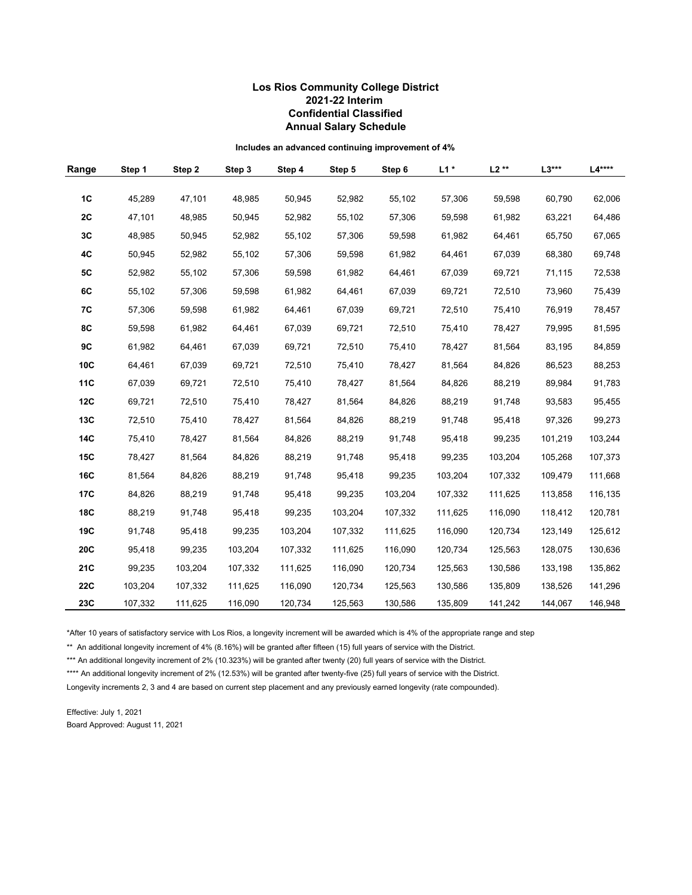# Los Rios Community College District
## 2021-22 Interim
## Confidential Classified
## Annual Salary Schedule

**Includes an advanced continuing improvement of 4%**

| Range | Step 1 | Step 2 | Step 3 | Step 4 | Step 5 | Step 6 | L1 * | L2 ** | L3*** | L4**** |
|---|---|---|---|---|---|---|---|---|---|---|
| **1C** | 45,289 | 47,101 | 48,985 | 50,945 | 52,982 | 55,102 | 57,306 | 59,598 | 60,790 | 62,006 |
| **2C** | 47,101 | 48,985 | 50,945 | 52,982 | 55,102 | 57,306 | 59,598 | 61,982 | 63,221 | 64,486 |
| **3C** | 48,985 | 50,945 | 52,982 | 55,102 | 57,306 | 59,598 | 61,982 | 64,461 | 65,750 | 67,065 |
| **4C** | 50,945 | 52,982 | 55,102 | 57,306 | 59,598 | 61,982 | 64,461 | 67,039 | 68,380 | 69,748 |
| **5C** | 52,982 | 55,102 | 57,306 | 59,598 | 61,982 | 64,461 | 67,039 | 69,721 | 71,115 | 72,538 |
| **6C** | 55,102 | 57,306 | 59,598 | 61,982 | 64,461 | 67,039 | 69,721 | 72,510 | 73,960 | 75,439 |
| **7C** | 57,306 | 59,598 | 61,982 | 64,461 | 67,039 | 69,721 | 72,510 | 75,410 | 76,919 | 78,457 |
| **8C** | 59,598 | 61,982 | 64,461 | 67,039 | 69,721 | 72,510 | 75,410 | 78,427 | 79,995 | 81,595 |
| **9C** | 61,982 | 64,461 | 67,039 | 69,721 | 72,510 | 75,410 | 78,427 | 81,564 | 83,195 | 84,859 |
| **10C** | 64,461 | 67,039 | 69,721 | 72,510 | 75,410 | 78,427 | 81,564 | 84,826 | 86,523 | 88,253 |
| **11C** | 67,039 | 69,721 | 72,510 | 75,410 | 78,427 | 81,564 | 84,826 | 88,219 | 89,984 | 91,783 |
| **12C** | 69,721 | 72,510 | 75,410 | 78,427 | 81,564 | 84,826 | 88,219 | 91,748 | 93,583 | 95,455 |
| **13C** | 72,510 | 75,410 | 78,427 | 81,564 | 84,826 | 88,219 | 91,748 | 95,418 | 97,326 | 99,273 |
| **14C** | 75,410 | 78,427 | 81,564 | 84,826 | 88,219 | 91,748 | 95,418 | 99,235 | 101,219 | 103,244 |
| **15C** | 78,427 | 81,564 | 84,826 | 88,219 | 91,748 | 95,418 | 99,235 | 103,204 | 105,268 | 107,373 |
| **16C** | 81,564 | 84,826 | 88,219 | 91,748 | 95,418 | 99,235 | 103,204 | 107,332 | 109,479 | 111,668 |
| **17C** | 84,826 | 88,219 | 91,748 | 95,418 | 99,235 | 103,204 | 107,332 | 111,625 | 113,858 | 116,135 |
| **18C** | 88,219 | 91,748 | 95,418 | 99,235 | 103,204 | 107,332 | 111,625 | 116,090 | 118,412 | 120,781 |
| **19C** | 91,748 | 95,418 | 99,235 | 103,204 | 107,332 | 111,625 | 116,090 | 120,734 | 123,149 | 125,612 |
| **20C** | 95,418 | 99,235 | 103,204 | 107,332 | 111,625 | 116,090 | 120,734 | 125,563 | 128,075 | 130,636 |
| **21C** | 99,235 | 103,204 | 107,332 | 111,625 | 116,090 | 120,734 | 125,563 | 130,586 | 133,198 | 135,862 |
| **22C** | 103,204 | 107,332 | 111,625 | 116,090 | 120,734 | 125,563 | 130,586 | 135,809 | 138,526 | 141,296 |
| **23C** | 107,332 | 111,625 | 116,090 | 120,734 | 125,563 | 130,586 | 135,809 | 141,242 | 144,067 | 146,948 |

*After 10 years of satisfactory service with Los Rios, a longevity increment will be awarded which is 4% of the appropriate range and step

** An additional longevity increment of 4% (8.16%) will be granted after fifteen (15) full years of service with the District.

*** An additional longevity increment of 2% (10.323%) will be granted after twenty (20) full years of service with the District.

**** An additional longevity increment of 2% (12.53%) will be granted after twenty-five (25) full years of service with the District.

Longevity increments 2, 3 and 4 are based on current step placement and any previously earned longevity (rate compounded).

Effective: July 1, 2021

Board Approved: August 11, 2021